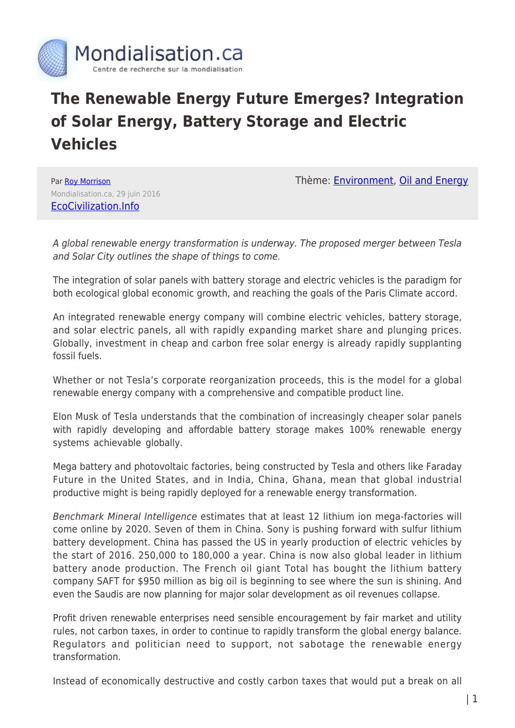# The Renewable Energy Future Emerges? Integration of Solar Energy, Battery Storage and Electric Vehicles

Par Roy Morrison
Mondialisation.ca, 29 juin 2016
EcoCivilization.Info

Thème: Environment, Oil and Energy

*A global renewable energy transformation is underway. The proposed merger between Tesla and Solar City outlines the shape of things to come.*

The integration of solar panels with battery storage and electric vehicles is the paradigm for both ecological global economic growth, and reaching the goals of the Paris Climate accord.

An integrated renewable energy company will combine electric vehicles, battery storage, and solar electric panels, all with rapidly expanding market share and plunging prices. Globally, investment in cheap and carbon free solar energy is already rapidly supplanting fossil fuels.

Whether or not Tesla's corporate reorganization proceeds, this is the model for a global renewable energy company with a comprehensive and compatible product line.

Elon Musk of Tesla understands that the combination of increasingly cheaper solar panels with rapidly developing and affordable battery storage makes 100% renewable energy systems achievable globally.

Mega battery and photovoltaic factories, being constructed by Tesla and others like Faraday Future in the United States, and in India, China, Ghana, mean that global industrial productive might is being rapidly deployed for a renewable energy transformation.

*Benchmark Mineral Intelligence* estimates that at least 12 lithium ion mega-factories will come online by 2020. Seven of them in China. Sony is pushing forward with sulfur lithium battery development. China has passed the US in yearly production of electric vehicles by the start of 2016. 250,000 to 180,000 a year. China is now also global leader in lithium battery anode production. The French oil giant Total has bought the lithium battery company SAFT for $950 million as big oil is beginning to see where the sun is shining. And even the Saudis are now planning for major solar development as oil revenues collapse.

Profit driven renewable enterprises need sensible encouragement by fair market and utility rules, not carbon taxes, in order to continue to rapidly transform the global energy balance. Regulators and politician need to support, not sabotage the renewable energy transformation.

Instead of economically destructive and costly carbon taxes that would put a break on all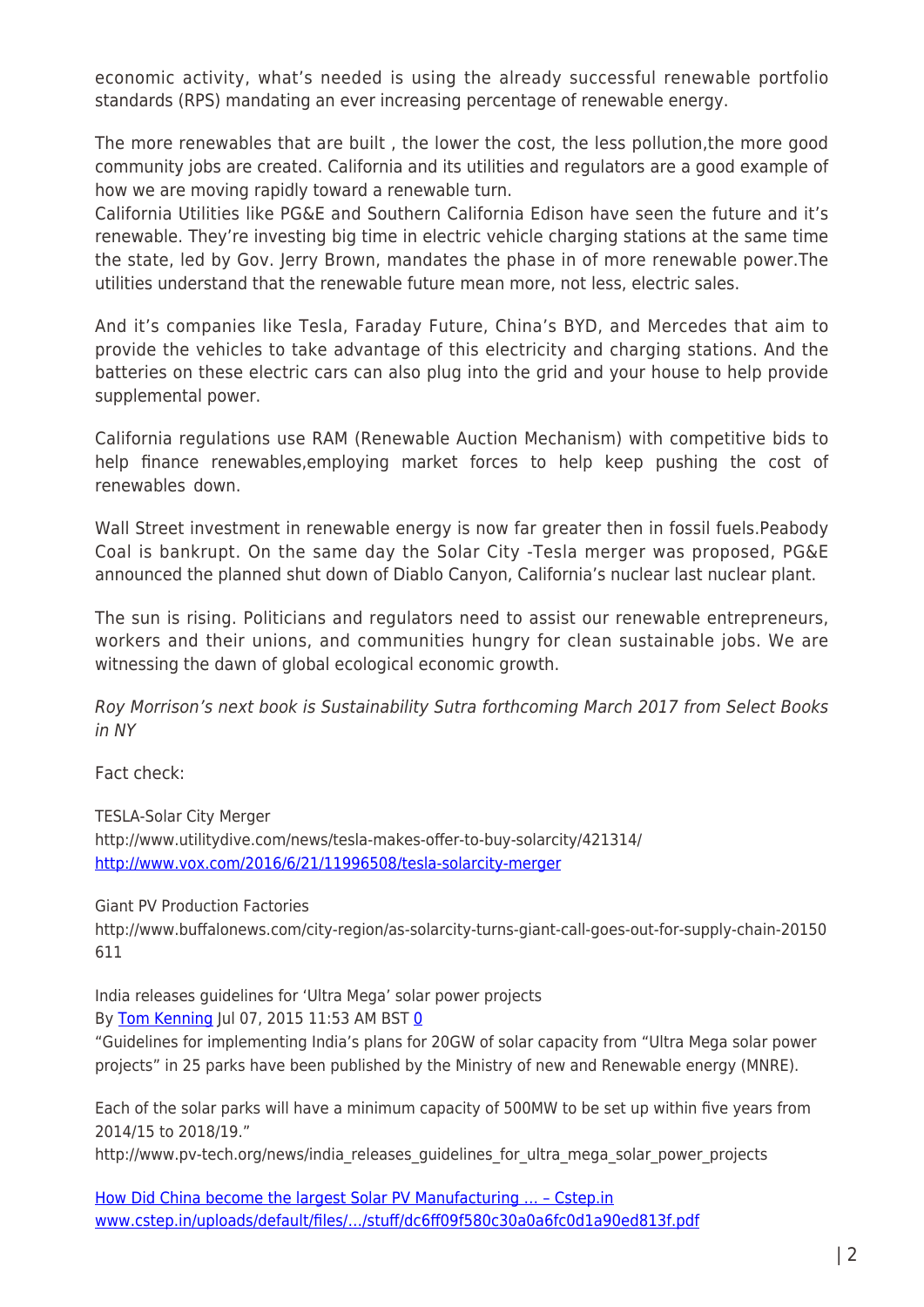economic activity, what's needed is using the already successful renewable portfolio standards (RPS) mandating an ever increasing percentage of renewable energy.

The more renewables that are built , the lower the cost, the less pollution,the more good community jobs are created. California and its utilities and regulators are a good example of how we are moving rapidly toward a renewable turn.
California Utilities like PG&E and Southern California Edison have seen the future and it's renewable. They're investing big time in electric vehicle charging stations at the same time the state, led by Gov. Jerry Brown, mandates the phase in of more renewable power.The utilities understand that the renewable future mean more, not less, electric sales.

And it's companies like Tesla, Faraday Future, China's BYD, and Mercedes that aim to provide the vehicles to take advantage of this electricity and charging stations. And the batteries on these electric cars can also plug into the grid and your house to help provide supplemental power.

California regulations use RAM (Renewable Auction Mechanism) with competitive bids to help finance renewables,employing market forces to help keep pushing the cost of renewables down.

Wall Street investment in renewable energy is now far greater then in fossil fuels.Peabody Coal is bankrupt. On the same day the Solar City -Tesla merger was proposed, PG&E announced the planned shut down of Diablo Canyon, California's nuclear last nuclear plant.

The sun is rising. Politicians and regulators need to assist our renewable entrepreneurs, workers and their unions, and communities hungry for clean sustainable jobs. We are witnessing the dawn of global ecological economic growth.

*Roy Morrison's next book is Sustainability Sutra forthcoming March 2017 from Select Books in NY*

Fact check:

TESLA-Solar City Merger
http://www.utilitydive.com/news/tesla-makes-offer-to-buy-solarcity/421314/
http://www.vox.com/2016/6/21/11996508/tesla-solarcity-merger

Giant PV Production Factories
http://www.buffalonews.com/city-region/as-solarcity-turns-giant-call-goes-out-for-supply-chain-20150611

India releases guidelines for 'Ultra Mega' solar power projects
By Tom Kenning Jul 07, 2015 11:53 AM BST 0
"Guidelines for implementing India's plans for 20GW of solar capacity from "Ultra Mega solar power projects" in 25 parks have been published by the Ministry of new and Renewable energy (MNRE).

Each of the solar parks will have a minimum capacity of 500MW to be set up within five years from 2014/15 to 2018/19."
http://www.pv-tech.org/news/india_releases_guidelines_for_ultra_mega_solar_power_projects

How Did China become the largest Solar PV Manufacturing ... – Cstep.in
www.cstep.in/uploads/default/files/.../stuff/dc6ff09f580c30a0a6fc0d1a90ed813f.pdf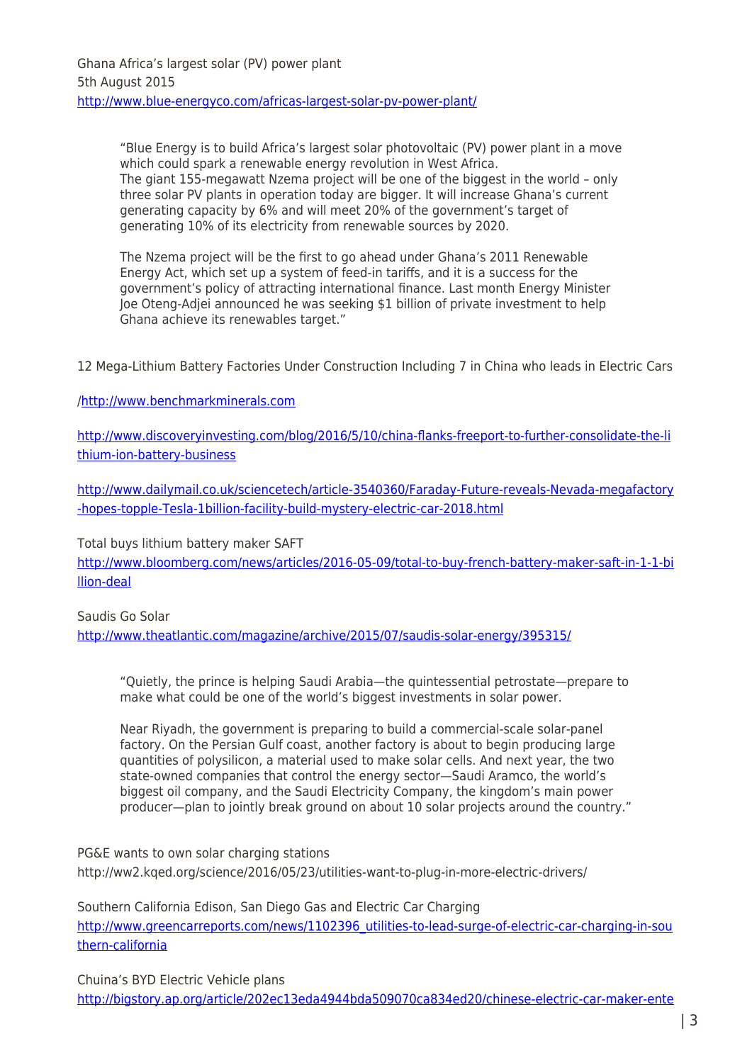Ghana Africa's largest solar (PV) power plant
5th August 2015
http://www.blue-energyco.com/africas-largest-solar-pv-power-plant/

> "Blue Energy is to build Africa's largest solar photovoltaic (PV) power plant in a move which could spark a renewable energy revolution in West Africa.
> The giant 155-megawatt Nzema project will be one of the biggest in the world – only three solar PV plants in operation today are bigger. It will increase Ghana's current generating capacity by 6% and will meet 20% of the government's target of generating 10% of its electricity from renewable sources by 2020.
>
> The Nzema project will be the first to go ahead under Ghana's 2011 Renewable Energy Act, which set up a system of feed-in tariffs, and it is a success for the government's policy of attracting international finance. Last month Energy Minister Joe Oteng-Adjei announced he was seeking $1 billion of private investment to help Ghana achieve its renewables target."

12 Mega-Lithium Battery Factories Under Construction Including 7 in China who leads in Electric Cars

/http://www.benchmarkminerals.com

http://www.discoveryinvesting.com/blog/2016/5/10/china-flanks-freeport-to-further-consolidate-the-lithium-ion-battery-business

http://www.dailymail.co.uk/sciencetech/article-3540360/Faraday-Future-reveals-Nevada-megafactory-hopes-topple-Tesla-1billion-facility-build-mystery-electric-car-2018.html

Total buys lithium battery maker SAFT
http://www.bloomberg.com/news/articles/2016-05-09/total-to-buy-french-battery-maker-saft-in-1-1-billion-deal

Saudis Go Solar
http://www.theatlantic.com/magazine/archive/2015/07/saudis-solar-energy/395315/

> "Quietly, the prince is helping Saudi Arabia—the quintessential petrostate—prepare to make what could be one of the world's biggest investments in solar power.
>
> Near Riyadh, the government is preparing to build a commercial-scale solar-panel factory. On the Persian Gulf coast, another factory is about to begin producing large quantities of polysilicon, a material used to make solar cells. And next year, the two state-owned companies that control the energy sector—Saudi Aramco, the world's biggest oil company, and the Saudi Electricity Company, the kingdom's main power producer—plan to jointly break ground on about 10 solar projects around the country."

PG&E wants to own solar charging stations
http://ww2.kqed.org/science/2016/05/23/utilities-want-to-plug-in-more-electric-drivers/

Southern California Edison, San Diego Gas and Electric Car Charging
http://www.greencarreports.com/news/1102396_utilities-to-lead-surge-of-electric-car-charging-in-southern-california

Chuina's BYD Electric Vehicle plans
http://bigstory.ap.org/article/202ec13eda4944bda509070ca834ed20/chinese-electric-car-maker-ente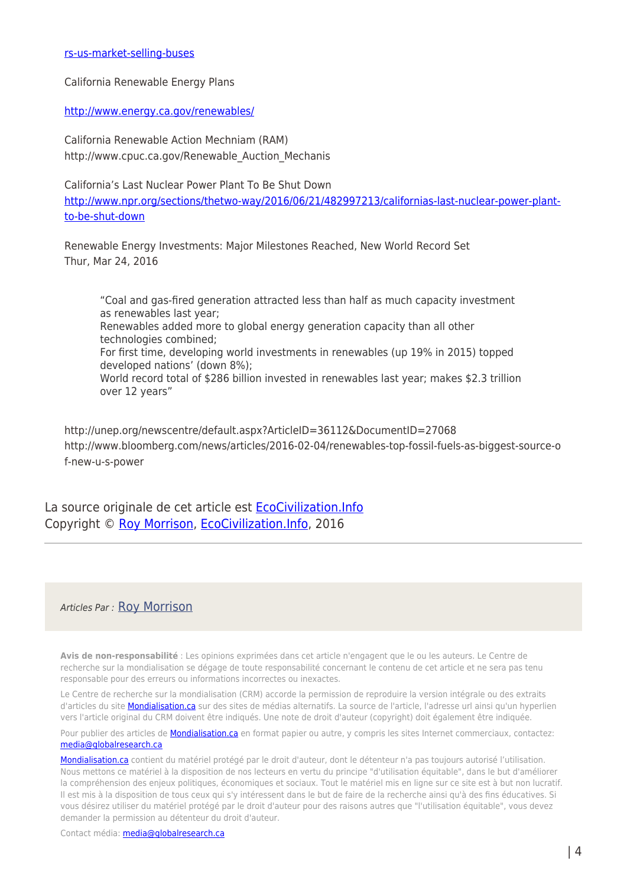rs-us-market-selling-buses

California Renewable Energy Plans

http://www.energy.ca.gov/renewables/

California Renewable Action Mechniam (RAM)
http://www.cpuc.ca.gov/Renewable_Auction_Mechanis

California's Last Nuclear Power Plant To Be Shut Down
http://www.npr.org/sections/thetwo-way/2016/06/21/482997213/californias-last-nuclear-power-plant-to-be-shut-down

Renewable Energy Investments: Major Milestones Reached, New World Record Set
Thur, Mar 24, 2016

> "Coal and gas-fired generation attracted less than half as much capacity investment as renewables last year;
> Renewables added more to global energy generation capacity than all other technologies combined;
> For first time, developing world investments in renewables (up 19% in 2015) topped developed nations' (down 8%);
> World record total of $286 billion invested in renewables last year; makes $2.3 trillion over 12 years"

http://unep.org/newscentre/default.aspx?ArticleID=36112&DocumentID=27068
http://www.bloomberg.com/news/articles/2016-02-04/renewables-top-fossil-fuels-as-biggest-source-of-new-u-s-power

La source originale de cet article est EcoCivilization.Info
Copyright © Roy Morrison, EcoCivilization.Info, 2016

---

*Articles Par :* Roy Morrison

**Avis de non-responsabilité** : Les opinions exprimées dans cet article n'engagent que le ou les auteurs. Le Centre de recherche sur la mondialisation se dégage de toute responsabilité concernant le contenu de cet article et ne sera pas tenu responsable pour des erreurs ou informations incorrectes ou inexactes.

Le Centre de recherche sur la mondialisation (CRM) accorde la permission de reproduire la version intégrale ou des extraits d'articles du site Mondialisation.ca sur des sites de médias alternatifs. La source de l'article, l'adresse url ainsi qu'un hyperlien vers l'article original du CRM doivent être indiqués. Une note de droit d'auteur (copyright) doit également être indiquée.

Pour publier des articles de Mondialisation.ca en format papier ou autre, y compris les sites Internet commerciaux, contactez: media@globalresearch.ca

Mondialisation.ca contient du matériel protégé par le droit d'auteur, dont le détenteur n'a pas toujours autorisé l'utilisation. Nous mettons ce matériel à la disposition de nos lecteurs en vertu du principe "d'utilisation équitable", dans le but d'améliorer la compréhension des enjeux politiques, économiques et sociaux. Tout le matériel mis en ligne sur ce site est à but non lucratif. Il est mis à la disposition de tous ceux qui s'y intéressent dans le but de faire de la recherche ainsi qu'à des fins éducatives. Si vous désirez utiliser du matériel protégé par le droit d'auteur pour des raisons autres que "l'utilisation équitable", vous devez demander la permission au détenteur du droit d'auteur.

Contact média: media@globalresearch.ca